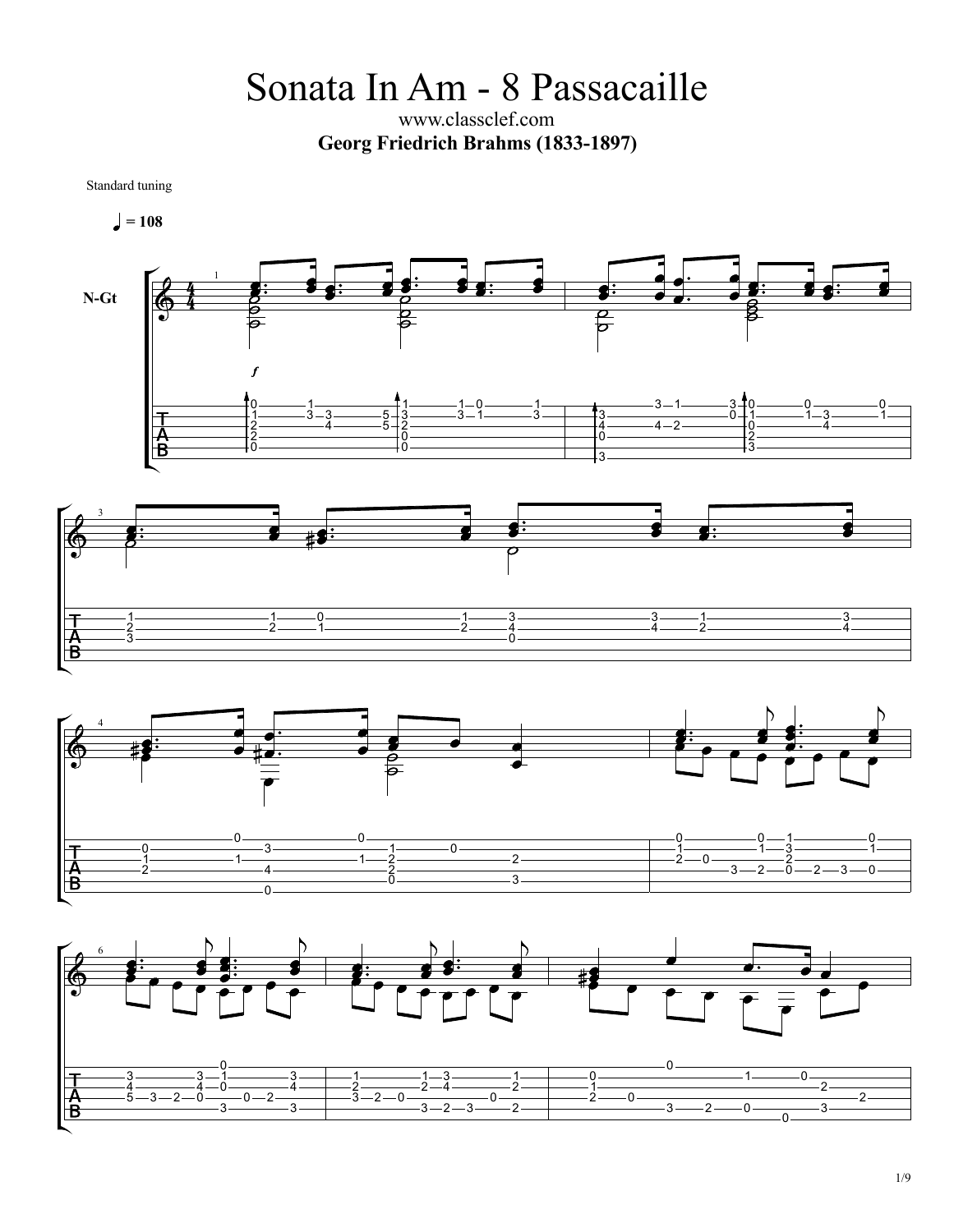# Sonata In Am - 8 Passacaille

www.classclef.com

**Georg Friedrich Brahms (1833-1897)**

Standard tuning

♩ = 108

N-Gt